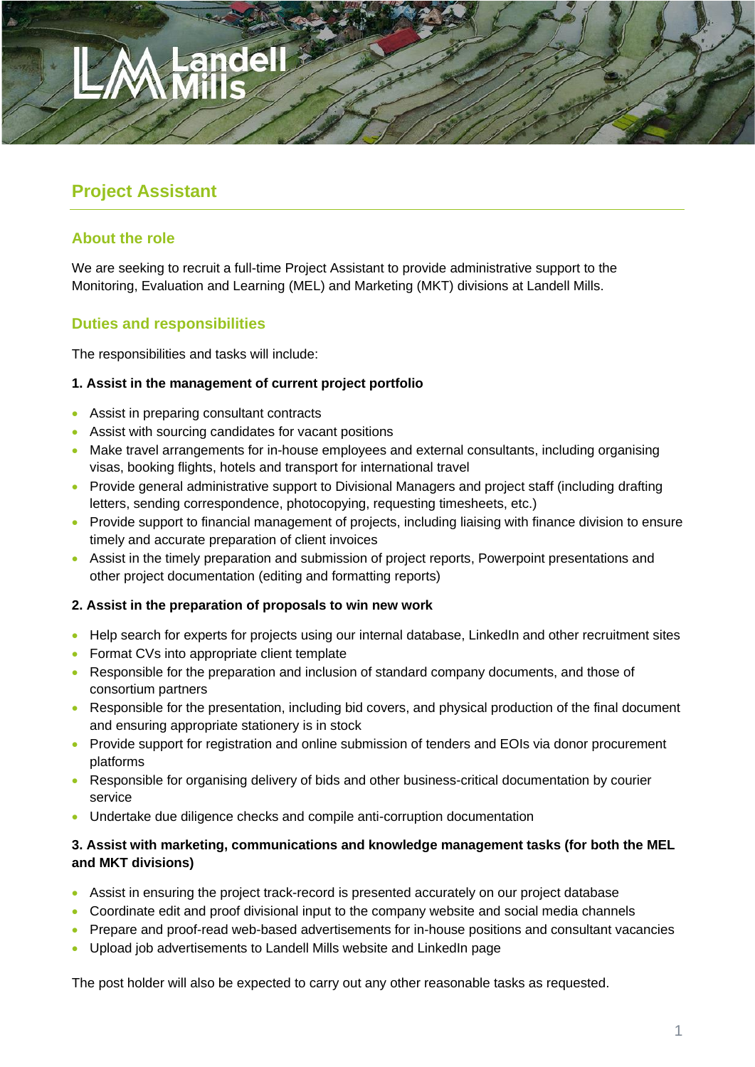# Project Assistant

## About the role

We are seeking to recruit a full-time Project Assistant to provide administrative support to the Monitoring, Evaluation and Learning (MEL) and Marketing (MKT) divisions at Landell Mills.

## Duties and responsibilities

The responsibilities and tasks will include:

**1. Assist in the management of current project portfolio**

- Assist in preparing consultant contracts
- Assist with sourcing candidates for vacant positions
- Make travel arrangements for in-house employees and external consultants, including organising visas, booking flights, hotels and transport for international travel
- Provide general administrative support to Divisional Managers and project staff (including drafting letters, sending correspondence, photocopying, requesting timesheets, etc.)
- Provide support to financial management of projects, including liaising with finance division to ensure timely and accurate preparation of client invoices
- Assist in the timely preparation and submission of project reports, Powerpoint presentations and other project documentation (editing and formatting reports)

**2. Assist in the preparation of proposals to win new work**

- Help search for experts for projects using our internal database, LinkedIn and other recruitment sites
- Format CVs into appropriate client template
- Responsible for the preparation and inclusion of standard company documents, and those of consortium partners
- Responsible for the presentation, including bid covers, and physical production of the final document and ensuring appropriate stationery is in stock
- Provide support for registration and online submission of tenders and EOIs via donor procurement platforms
- Responsible for organising delivery of bids and other business-critical documentation by courier service
- Undertake due diligence checks and compile anti-corruption documentation

**3. Assist with marketing, communications and knowledge management tasks (for both the MEL and MKT divisions)**

- Assist in ensuring the project track-record is presented accurately on our project database
- Coordinate edit and proof divisional input to the company website and social media channels
- Prepare and proof-read web-based advertisements for in-house positions and consultant vacancies
- Upload job advertisements to Landell Mills website and LinkedIn page

The post holder will also be expected to carry out any other reasonable tasks as requested.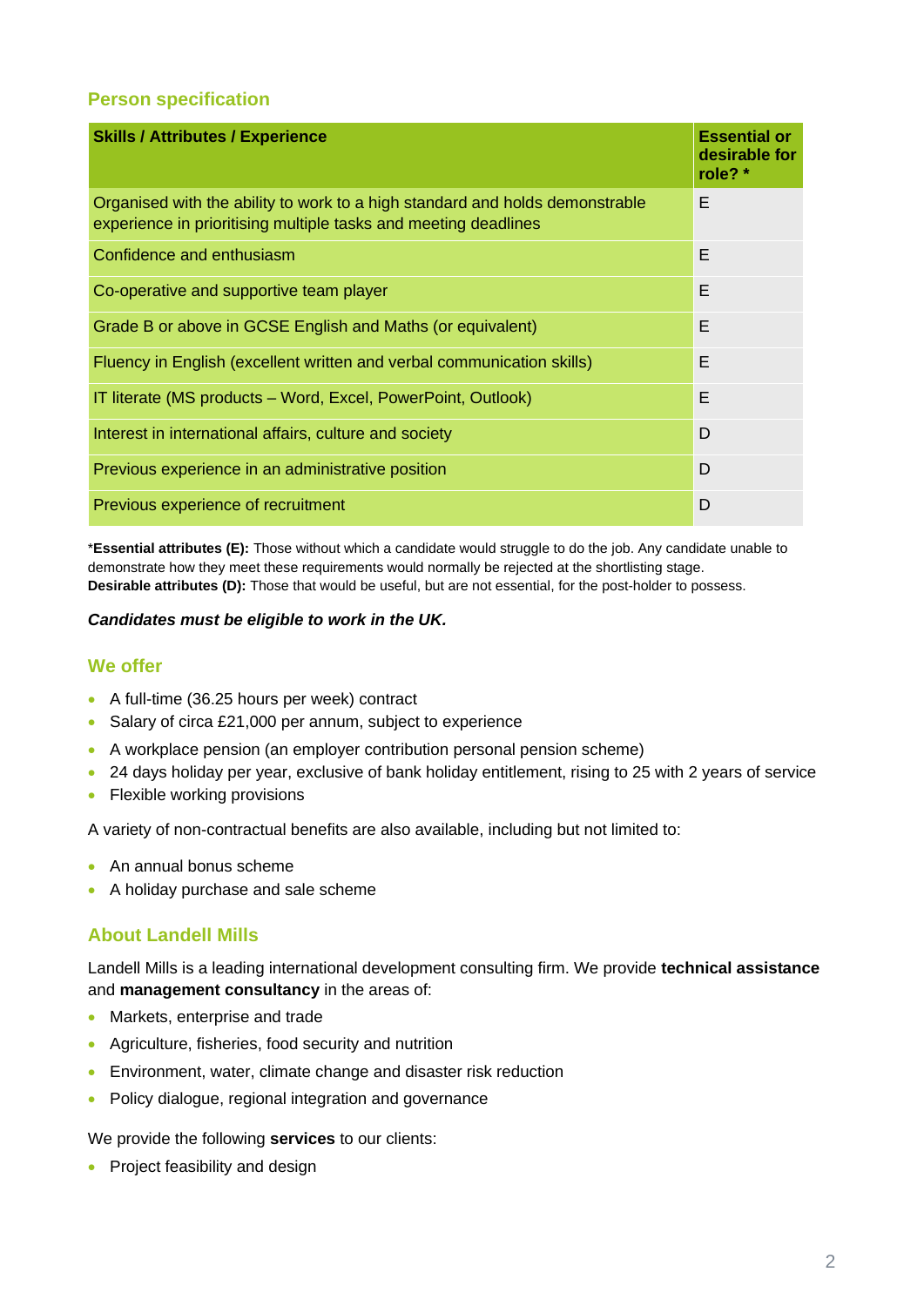## Person specification

| Skills / Attributes / Experience | Essential or desirable for role? * |
|---|---|
| Organised with the ability to work to a high standard and holds demonstrable experience in prioritising multiple tasks and meeting deadlines | E |
| Confidence and enthusiasm | E |
| Co-operative and supportive team player | E |
| Grade B or above in GCSE English and Maths (or equivalent) | E |
| Fluency in English (excellent written and verbal communication skills) | E |
| IT literate (MS products – Word, Excel, PowerPoint, Outlook) | E |
| Interest in international affairs, culture and society | D |
| Previous experience in an administrative position | D |
| Previous experience of recruitment | D |

*__Essential attributes (E):__ Those without which a candidate would struggle to do the job. Any candidate unable to demonstrate how they meet these requirements would normally be rejected at the shortlisting stage.
**Desirable attributes (D):** Those that would be useful, but are not essential, for the post-holder to possess.

***Candidates must be eligible to work in the UK.***

## We offer

- A full-time (36.25 hours per week) contract
- Salary of circa £21,000 per annum, subject to experience
- A workplace pension (an employer contribution personal pension scheme)
- 24 days holiday per year, exclusive of bank holiday entitlement, rising to 25 with 2 years of service
- Flexible working provisions

A variety of non-contractual benefits are also available, including but not limited to:

- An annual bonus scheme
- A holiday purchase and sale scheme

## About Landell Mills

Landell Mills is a leading international development consulting firm. We provide **technical assistance** and **management consultancy** in the areas of:

- Markets, enterprise and trade
- Agriculture, fisheries, food security and nutrition
- Environment, water, climate change and disaster risk reduction
- Policy dialogue, regional integration and governance

We provide the following **services** to our clients:

- Project feasibility and design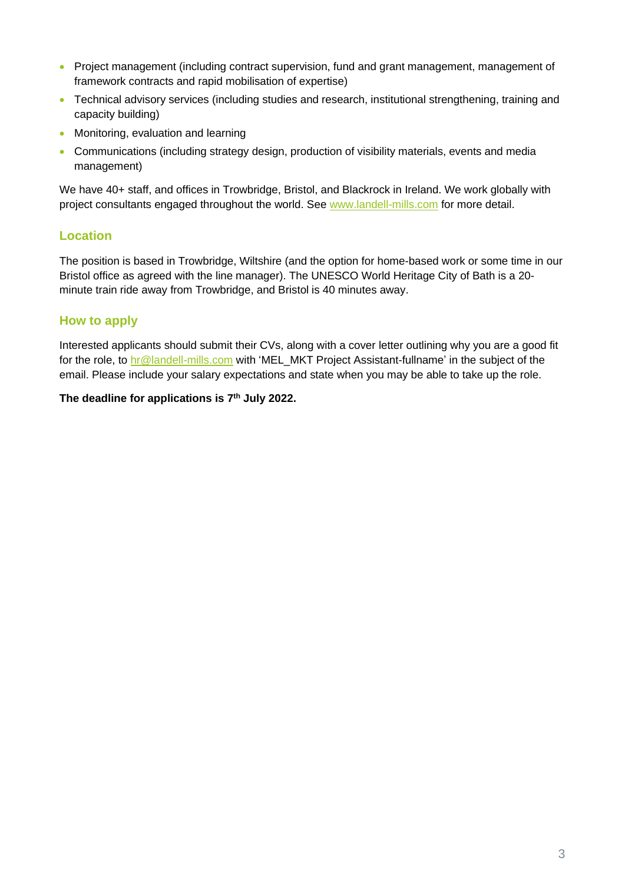- Project management (including contract supervision, fund and grant management, management of framework contracts and rapid mobilisation of expertise)
- Technical advisory services (including studies and research, institutional strengthening, training and capacity building)
- Monitoring, evaluation and learning
- Communications (including strategy design, production of visibility materials, events and media management)

We have 40+ staff, and offices in Trowbridge, Bristol, and Blackrock in Ireland. We work globally with project consultants engaged throughout the world. See www.landell-mills.com for more detail.

## Location

The position is based in Trowbridge, Wiltshire (and the option for home-based work or some time in our Bristol office as agreed with the line manager). The UNESCO World Heritage City of Bath is a 20-minute train ride away from Trowbridge, and Bristol is 40 minutes away.

## How to apply

Interested applicants should submit their CVs, along with a cover letter outlining why you are a good fit for the role, to hr@landell-mills.com with 'MEL_MKT Project Assistant-fullname' in the subject of the email. Please include your salary expectations and state when you may be able to take up the role.

**The deadline for applications is 7th July 2022.**